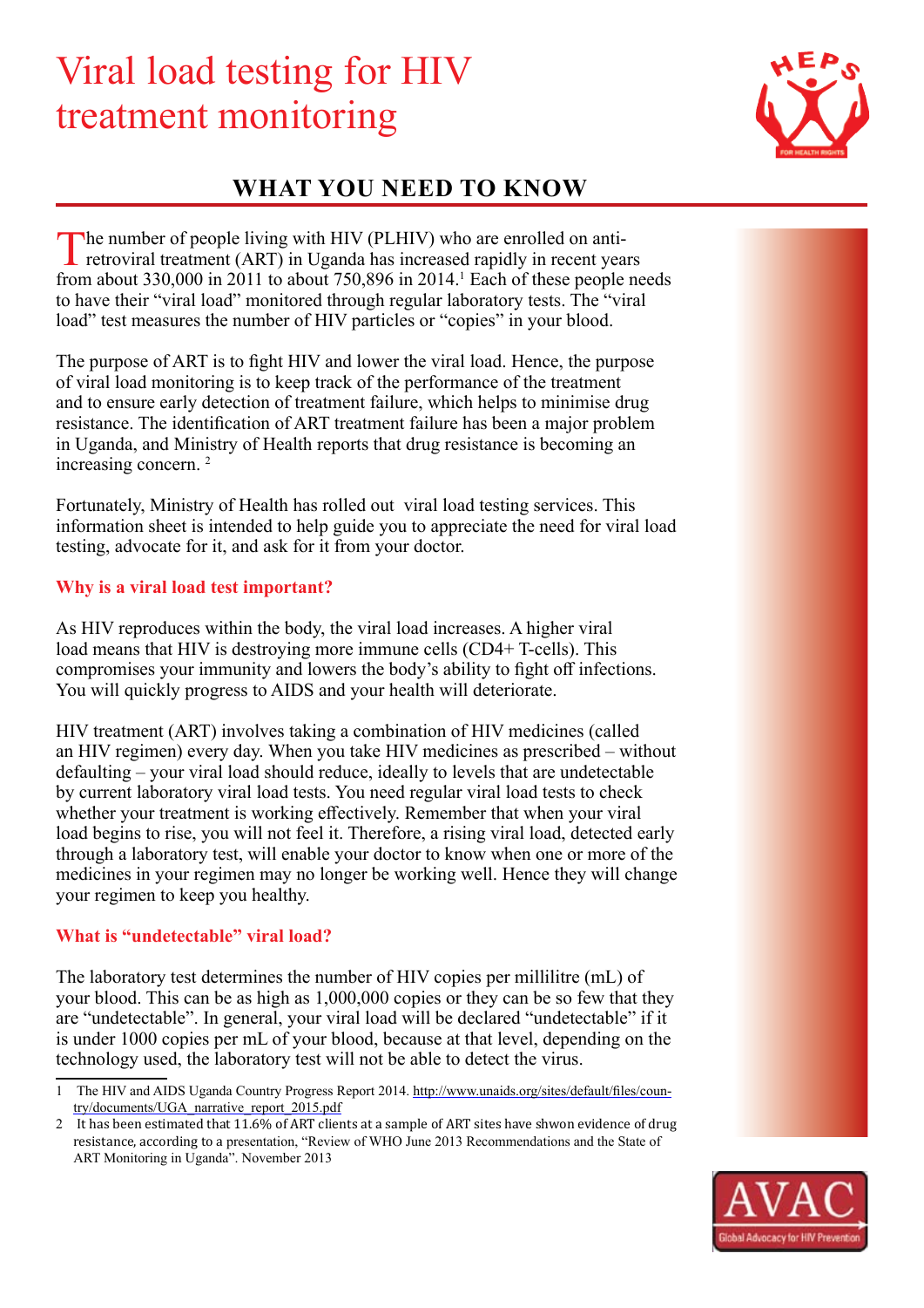# Viral load testing for HIV treatment monitoring

## WHAT YOU NEED TO KNOW

The number of people living with HIV (PLHIV) who are enrolled on anti-retroviral treatment (ART) in Uganda has increased rapidly in recent years from about 330,000 in 2011 to about 750,896 in 2014.[1] Each of these people needs to have their "viral load" monitored through regular laboratory tests. The "viral load" test measures the number of HIV particles or "copies" in your blood.

The purpose of ART is to fight HIV and lower the viral load. Hence, the purpose of viral load monitoring is to keep track of the performance of the treatment and to ensure early detection of treatment failure, which helps to minimise drug resistance. The identification of ART treatment failure has been a major problem in Uganda, and Ministry of Health reports that drug resistance is becoming an increasing concern. [2]

Fortunately, Ministry of Health has rolled out viral load testing services. This information sheet is intended to help guide you to appreciate the need for viral load testing, advocate for it, and ask for it from your doctor.

### Why is a viral load test important?

As HIV reproduces within the body, the viral load increases. A higher viral load means that HIV is destroying more immune cells (CD4+ T-cells). This compromises your immunity and lowers the body's ability to fight off infections. You will quickly progress to AIDS and your health will deteriorate.

HIV treatment (ART) involves taking a combination of HIV medicines (called an HIV regimen) every day. When you take HIV medicines as prescribed – without defaulting – your viral load should reduce, ideally to levels that are undetectable by current laboratory viral load tests. You need regular viral load tests to check whether your treatment is working effectively. Remember that when your viral load begins to rise, you will not feel it. Therefore, a rising viral load, detected early through a laboratory test, will enable your doctor to know when one or more of the medicines in your regimen may no longer be working well. Hence they will change your regimen to keep you healthy.

### What is "undetectable" viral load?

The laboratory test determines the number of HIV copies per millilitre (mL) of your blood. This can be as high as 1,000,000 copies or they can be so few that they are "undetectable". In general, your viral load will be declared "undetectable" if it is under 1000 copies per mL of your blood, because at that level, depending on the technology used, the laboratory test will not be able to detect the virus.

---

1 The HIV and AIDS Uganda Country Progress Report 2014. http://www.unaids.org/sites/default/files/country/documents/UGA_narrative_report_2015.pdf

2 It has been estimated that 11.6% of ART clients at a sample of ART sites have shwon evidence of drug resistance, according to a presentation, "Review of WHO June 2013 Recommendations and the State of ART Monitoring in Uganda". November 2013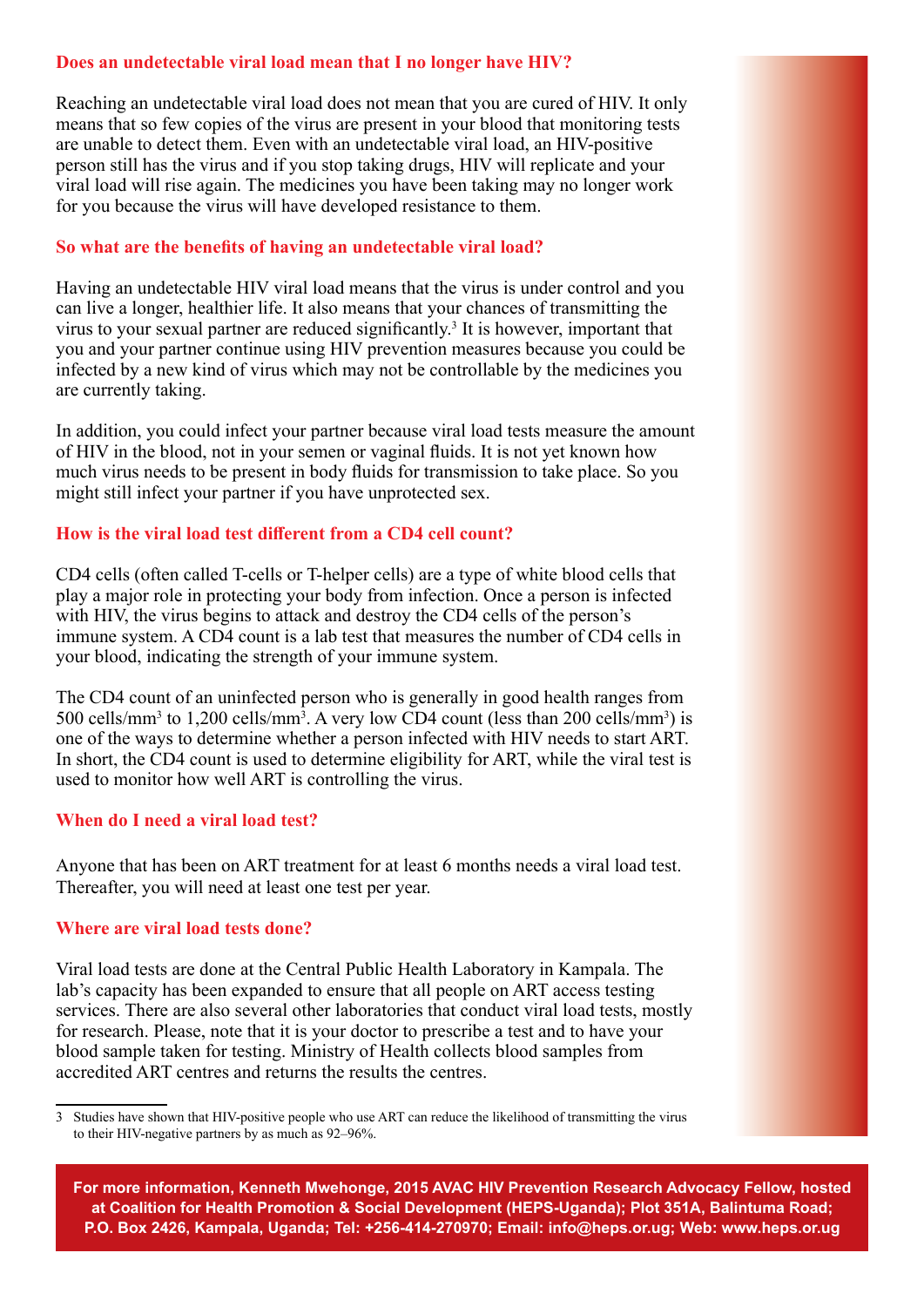### Does an undetectable viral load mean that I no longer have HIV?

Reaching an undetectable viral load does not mean that you are cured of HIV. It only means that so few copies of the virus are present in your blood that monitoring tests are unable to detect them. Even with an undetectable viral load, an HIV-positive person still has the virus and if you stop taking drugs, HIV will replicate and your viral load will rise again. The medicines you have been taking may no longer work for you because the virus will have developed resistance to them.

### So what are the benefits of having an undetectable viral load?

Having an undetectable HIV viral load means that the virus is under control and you can live a longer, healthier life. It also means that your chances of transmitting the virus to your sexual partner are reduced significantly.[3] It is however, important that you and your partner continue using HIV prevention measures because you could be infected by a new kind of virus which may not be controllable by the medicines you are currently taking.

In addition, you could infect your partner because viral load tests measure the amount of HIV in the blood, not in your semen or vaginal fluids. It is not yet known how much virus needs to be present in body fluids for transmission to take place. So you might still infect your partner if you have unprotected sex.

### How is the viral load test different from a CD4 cell count?

CD4 cells (often called T-cells or T-helper cells) are a type of white blood cells that play a major role in protecting your body from infection. Once a person is infected with HIV, the virus begins to attack and destroy the CD4 cells of the person's immune system. A CD4 count is a lab test that measures the number of CD4 cells in your blood, indicating the strength of your immune system.

The CD4 count of an uninfected person who is generally in good health ranges from 500 cells/mm$^3$ to 1,200 cells/mm$^3$. A very low CD4 count (less than 200 cells/mm$^3$) is one of the ways to determine whether a person infected with HIV needs to start ART. In short, the CD4 count is used to determine eligibility for ART, while the viral test is used to monitor how well ART is controlling the virus.

### When do I need a viral load test?

Anyone that has been on ART treatment for at least 6 months needs a viral load test. Thereafter, you will need at least one test per year.

### Where are viral load tests done?

Viral load tests are done at the Central Public Health Laboratory in Kampala. The lab's capacity has been expanded to ensure that all people on ART access testing services. There are also several other laboratories that conduct viral load tests, mostly for research. Please, note that it is your doctor to prescribe a test and to have your blood sample taken for testing. Ministry of Health collects blood samples from accredited ART centres and returns the results the centres.

---

3 Studies have shown that HIV-positive people who use ART can reduce the likelihood of transmitting the virus to their HIV-negative partners by as much as 92–96%.

**For more information, Kenneth Mwehonge, 2015 AVAC HIV Prevention Research Advocacy Fellow, hosted at Coalition for Health Promotion & Social Development (HEPS-Uganda); Plot 351A, Balintuma Road; P.O. Box 2426, Kampala, Uganda; Tel: +256-414-270970; Email: info@heps.or.ug; Web: www.heps.or.ug**